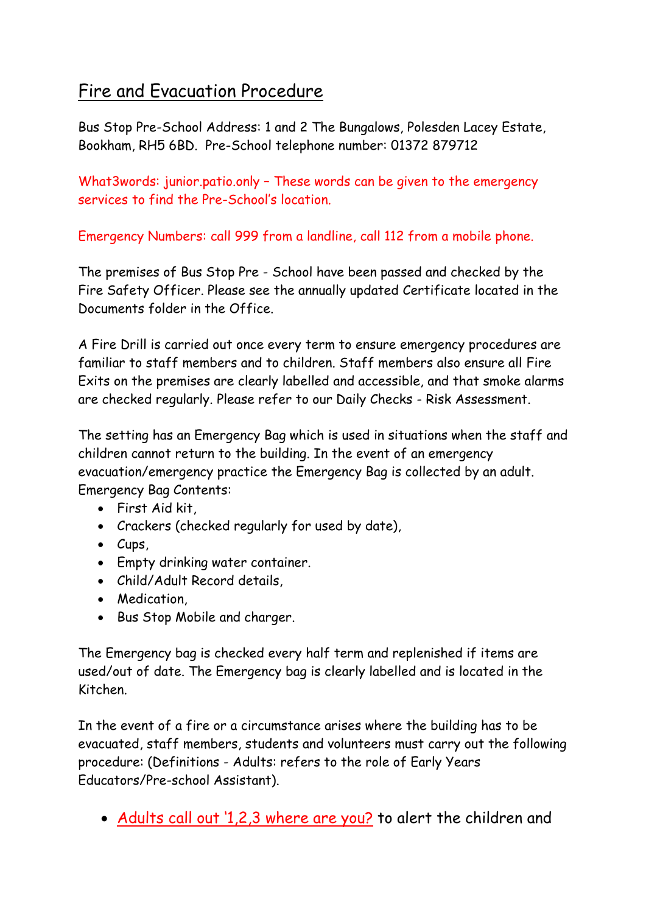# Fire and Evacuation Procedure

Bus Stop Pre-School Address: 1 and 2 The Bungalows, Polesden Lacey Estate, Bookham, RH5 6BD. Pre-School telephone number: 01372 879712

What3words: junior.patio.only – These words can be given to the emergency services to find the Pre-School's location.

Emergency Numbers: call 999 from a landline, call 112 from a mobile phone.

The premises of Bus Stop Pre - School have been passed and checked by the Fire Safety Officer. Please see the annually updated Certificate located in the Documents folder in the Office.

A Fire Drill is carried out once every term to ensure emergency procedures are familiar to staff members and to children. Staff members also ensure all Fire Exits on the premises are clearly labelled and accessible, and that smoke alarms are checked regularly. Please refer to our Daily Checks - Risk Assessment.

The setting has an Emergency Bag which is used in situations when the staff and children cannot return to the building. In the event of an emergency evacuation/emergency practice the Emergency Bag is collected by an adult. Emergency Bag Contents:

- First Aid kit,
- Crackers (checked regularly for used by date),
- Cups,
- Empty drinking water container.
- Child/Adult Record details,
- Medication,
- Bus Stop Mobile and charger.

The Emergency bag is checked every half term and replenished if items are used/out of date. The Emergency bag is clearly labelled and is located in the Kitchen.

In the event of a fire or a circumstance arises where the building has to be evacuated, staff members, students and volunteers must carry out the following procedure: (Definitions - Adults: refers to the role of Early Years Educators/Pre-school Assistant).

- Adults call out '1,2,3 where are you? to alert the children and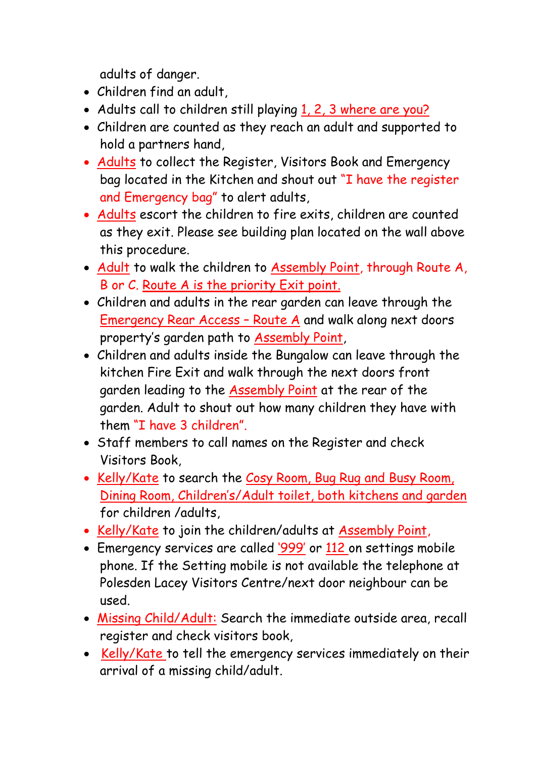adults of danger.

- Children find an adult,
- Adults call to children still playing 1, 2, 3 where are you?
- Children are counted as they reach an adult and supported to hold a partners hand,
- Adults to collect the Register, Visitors Book and Emergency bag located in the Kitchen and shout out "I have the register and Emergency bag" to alert adults,
- Adults escort the children to fire exits, children are counted as they exit. Please see building plan located on the wall above this procedure.
- Adult to walk the children to Assembly Point, through Route A, B or C. Route A is the priority Exit point.
- Children and adults in the rear garden can leave through the Emergency Rear Access – Route A and walk along next doors property's garden path to Assembly Point,
- Children and adults inside the Bungalow can leave through the kitchen Fire Exit and walk through the next doors front garden leading to the Assembly Point at the rear of the garden. Adult to shout out how many children they have with them "I have 3 children".
- Staff members to call names on the Register and check Visitors Book,
- Kelly/Kate to search the Cosy Room, Bug Rug and Busy Room, Dining Room, Children's/Adult toilet, both kitchens and garden for children /adults,
- Kelly/Kate to join the children/adults at Assembly Point,
- Emergency services are called '999' or 112 on settings mobile phone. If the Setting mobile is not available the telephone at Polesden Lacey Visitors Centre/next door neighbour can be used.
- Missing Child/Adult: Search the immediate outside area, recall register and check visitors book,
- Kelly/Kate to tell the emergency services immediately on their arrival of a missing child/adult.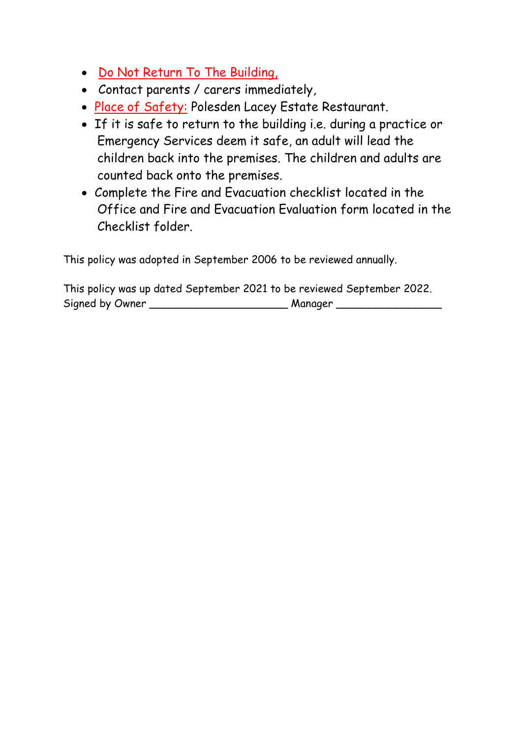- Do Not Return To The Building,
- Contact parents / carers immediately,
- Place of Safety: Polesden Lacey Estate Restaurant.
- If it is safe to return to the building i.e. during a practice or Emergency Services deem it safe, an adult will lead the children back into the premises. The children and adults are counted back onto the premises.
- Complete the Fire and Evacuation checklist located in the Office and Fire and Evacuation Evaluation form located in the Checklist folder.

This policy was adopted in September 2006 to be reviewed annually.

This policy was up dated September 2021 to be reviewed September 2022.
Signed by Owner ____________________ Manager ________________